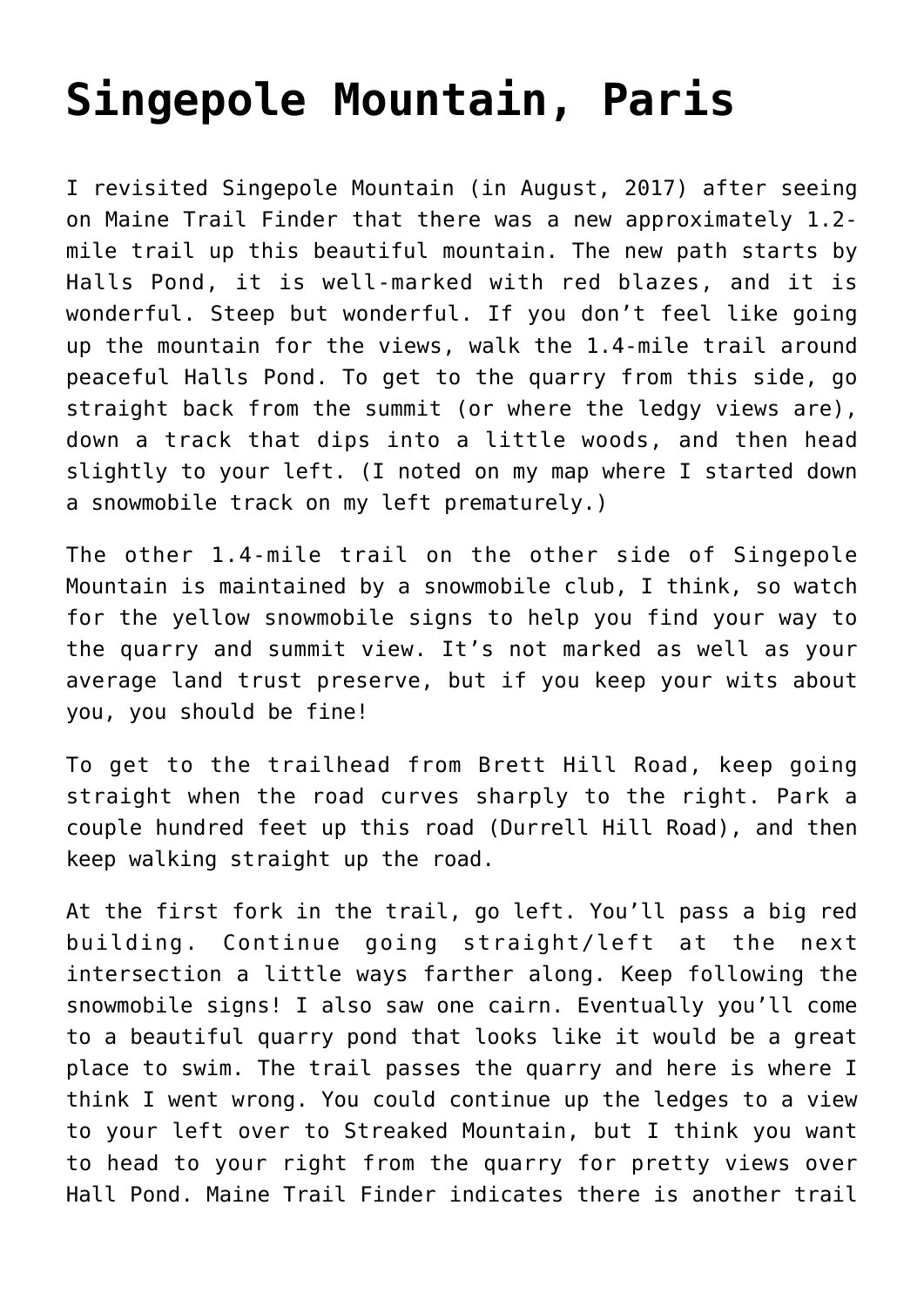# Singepole Mountain, Paris

I revisited Singepole Mountain (in August, 2017) after seeing on Maine Trail Finder that there was a new approximately 1.2-mile trail up this beautiful mountain. The new path starts by Halls Pond, it is well-marked with red blazes, and it is wonderful. Steep but wonderful. If you don't feel like going up the mountain for the views, walk the 1.4-mile trail around peaceful Halls Pond. To get to the quarry from this side, go straight back from the summit (or where the ledgy views are), down a track that dips into a little woods, and then head slightly to your left. (I noted on my map where I started down a snowmobile track on my left prematurely.)

The other 1.4-mile trail on the other side of Singepole Mountain is maintained by a snowmobile club, I think, so watch for the yellow snowmobile signs to help you find your way to the quarry and summit view. It's not marked as well as your average land trust preserve, but if you keep your wits about you, you should be fine!

To get to the trailhead from Brett Hill Road, keep going straight when the road curves sharply to the right. Park a couple hundred feet up this road (Durrell Hill Road), and then keep walking straight up the road.

At the first fork in the trail, go left. You'll pass a big red building. Continue going straight/left at the next intersection a little ways farther along. Keep following the snowmobile signs! I also saw one cairn. Eventually you'll come to a beautiful quarry pond that looks like it would be a great place to swim. The trail passes the quarry and here is where I think I went wrong. You could continue up the ledges to a view to your left over to Streaked Mountain, but I think you want to head to your right from the quarry for pretty views over Hall Pond. Maine Trail Finder indicates there is another trail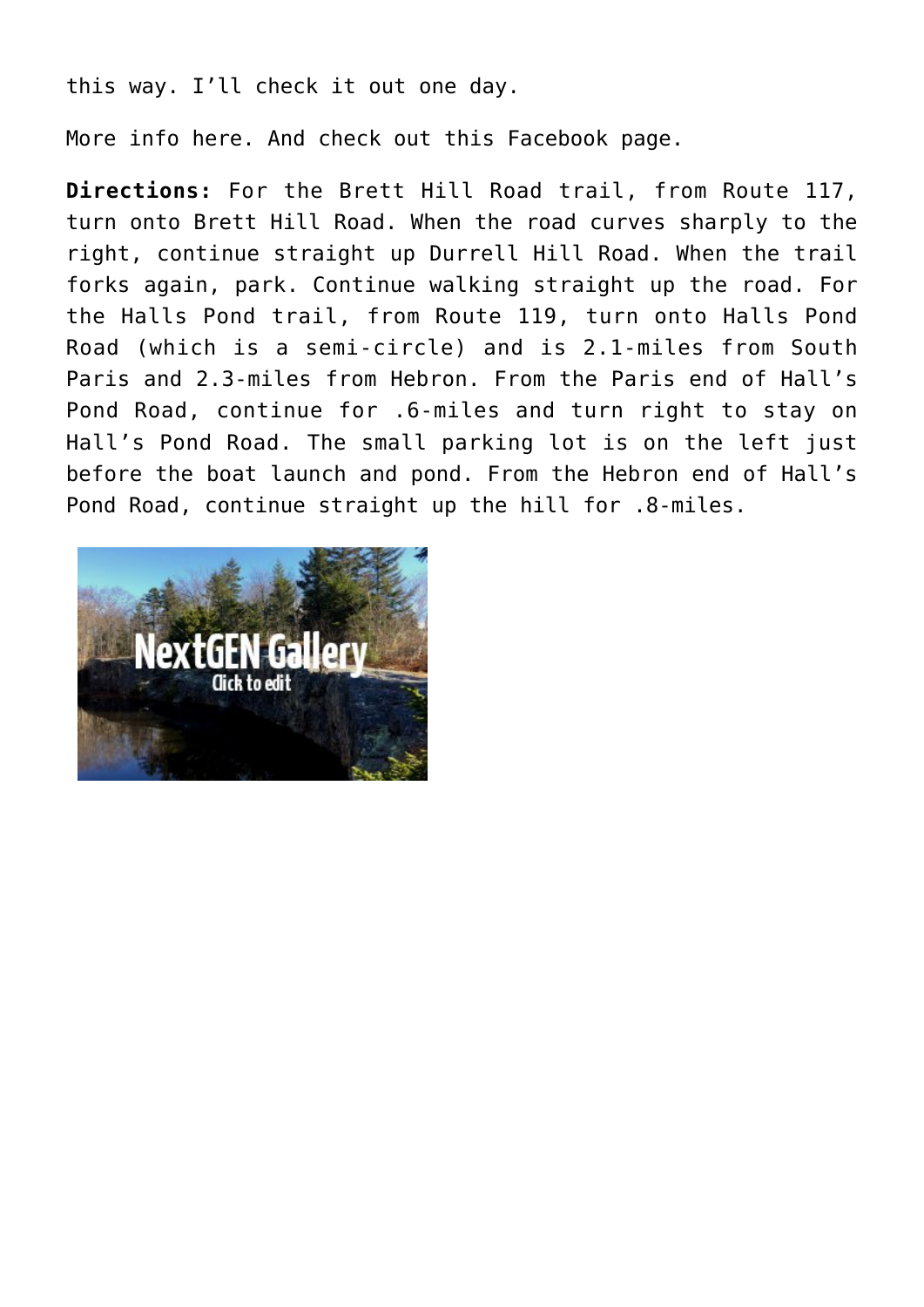this way. I'll check it out one day.

More info here. And check out this Facebook page.

**Directions:** For the Brett Hill Road trail, from Route 117, turn onto Brett Hill Road. When the road curves sharply to the right, continue straight up Durrell Hill Road. When the trail forks again, park. Continue walking straight up the road. For the Halls Pond trail, from Route 119, turn onto Halls Pond Road (which is a semi-circle) and is 2.1-miles from South Paris and 2.3-miles from Hebron. From the Paris end of Hall's Pond Road, continue for .6-miles and turn right to stay on Hall's Pond Road. The small parking lot is on the left just before the boat launch and pond. From the Hebron end of Hall's Pond Road, continue straight up the hill for .8-miles.